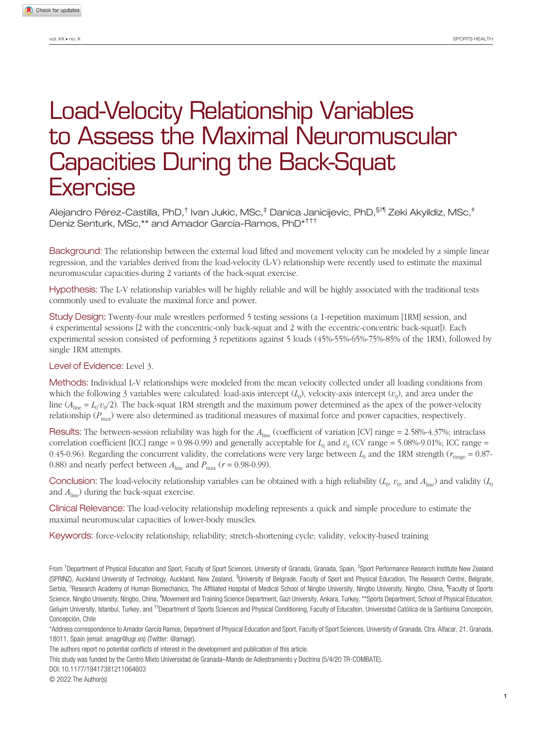# Load-Velocity Relationship Variables to Assess the Maximal Neuromuscular Capacities During the Back-Squat Exercise

Alejandro Pérez-Castilla, PhD,[†] Ivan Jukic, MSc,[‡] Danica Janicijevic, PhD,[§||¶] Zeki Akyildiz, MSc,[#] Deniz Senturk, MSc,[**] and Amador García-Ramos, PhD[*††]

**Background:** The relationship between the external load lifted and movement velocity can be modeled by a simple linear regression, and the variables derived from the load-velocity (L-V) relationship were recently used to estimate the maximal neuromuscular capacities during 2 variants of the back-squat exercise.

**Hypothesis:** The L-V relationship variables will be highly reliable and will be highly associated with the traditional tests commonly used to evaluate the maximal force and power.

**Study Design:** Twenty-four male wrestlers performed 5 testing sessions (a 1-repetition maximum [1RM] session, and 4 experimental sessions [2 with the concentric-only back-squat and 2 with the eccentric-concentric back-squat]). Each experimental session consisted of performing 3 repetitions against 5 loads (45%-55%-65%-75%-85% of the 1RM), followed by single 1RM attempts.

**Level of Evidence:** Level 3.

**Methods:** Individual L-V relationships were modeled from the mean velocity collected under all loading conditions from which the following 3 variables were calculated: load-axis intercept ($L_0$), velocity-axis intercept ($v_0$), and area under the line ($A_{line} = L_0 \cdot v_0/2$). The back-squat 1RM strength and the maximum power determined as the apex of the power-velocity relationship ($P_{max}$) were also determined as traditional measures of maximal force and power capacities, respectively.

**Results:** The between-session reliability was high for the $A_{line}$ (coefficient of variation [CV] range = 2.58%-4.37%; intraclass correlation coefficient [ICC] range = 0.98-0.99) and generally acceptable for $L_0$ and $v_0$ (CV range = 5.08%-9.01%; ICC range = 0.45-0.96). Regarding the concurrent validity, the correlations were very large between $L_0$ and the 1RM strength ($r_{range}$ = 0.87-0.88) and nearly perfect between $A_{line}$ and $P_{max}$ ($r$ = 0.98-0.99).

**Conclusion:** The load-velocity relationship variables can be obtained with a high reliability ($L_0$, $v_0$, and $A_{line}$) and validity ($L_0$ and $A_{line}$) during the back-squat exercise.

**Clinical Relevance:** The load-velocity relationship modeling represents a quick and simple procedure to estimate the maximal neuromuscular capacities of lower-body muscles.

**Keywords:** force-velocity relationship; reliability; stretch-shortening cycle; validity, velocity-based training

From [†]Department of Physical Education and Sport, Faculty of Sport Sciences, University of Granada, Granada, Spain, [‡]Sport Performance Research Institute New Zealand (SPRINZ), Auckland University of Technology, Auckland, New Zealand, [§]University of Belgrade, Faculty of Sport and Physical Education, The Research Centre, Belgrade, Serbia, [||]Research Academy of Human Biomechanics, The Affiliated Hospital of Medical School of Ningbo University, Ningbo University, Ningbo, China, [¶]Faculty of Sports Science, Ningbo University, Ningbo, China, [#]Movement and Training Science Department, Gazi University, Ankara, Turkey, [**]Sports Department, School of Physical Education, Gelişim University, Istanbul, Turkey, and [††]Department of Sports Sciences and Physical Conditioning, Faculty of Education, Universidad Católica de la Santísima Concepción, Concepción, Chile

*Address correspondence to Amador García Ramos, Department of Physical Education and Sport, Faculty of Sport Sciences, University of Granada, Ctra. Alfacar, 21, Granada, 18011, Spain (email: amagr@ugr.es) (Twitter: @amagr).

The authors report no potential conflicts of interest in the development and publication of this article.

This study was funded by the Centro Mixto Universidad de Granada–Mando de Adiestramiento y Doctrina (5/4/20 TR-COMBATE).

DOI: 10.1177/19417381211064603

© 2022 The Author(s)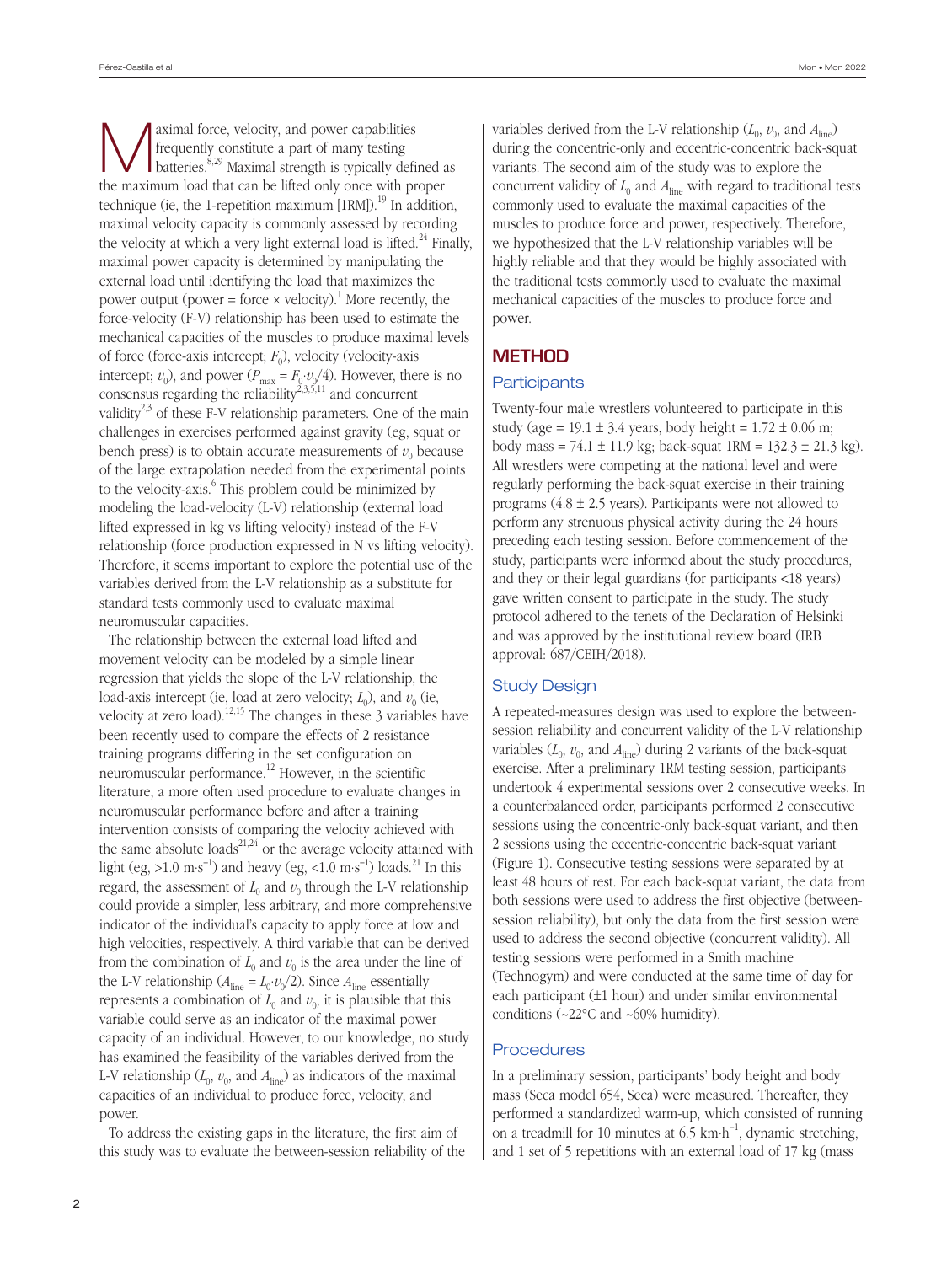Maximal force, velocity, and power capabilities frequently constitute a part of many testing batteries.[8,29] Maximal strength is typically defined as the maximum load that can be lifted only once with proper technique (ie, the 1-repetition maximum [1RM]).[19] In addition, maximal velocity capacity is commonly assessed by recording the velocity at which a very light external load is lifted.[24] Finally, maximal power capacity is determined by manipulating the external load until identifying the load that maximizes the power output (power = force × velocity).[1] More recently, the force-velocity (F-V) relationship has been used to estimate the mechanical capacities of the muscles to produce maximal levels of force (force-axis intercept; $F_0$), velocity (velocity-axis intercept; $v_0$), and power ($P_{max} = F_0 \cdot v_0/4$). However, there is no consensus regarding the reliability[2,3,5,11] and concurrent validity[2,3] of these F-V relationship parameters. One of the main challenges in exercises performed against gravity (eg, squat or bench press) is to obtain accurate measurements of $v_0$ because of the large extrapolation needed from the experimental points to the velocity-axis.[6] This problem could be minimized by modeling the load-velocity (L-V) relationship (external load lifted expressed in kg vs lifting velocity) instead of the F-V relationship (force production expressed in N vs lifting velocity). Therefore, it seems important to explore the potential use of the variables derived from the L-V relationship as a substitute for standard tests commonly used to evaluate maximal neuromuscular capacities.

The relationship between the external load lifted and movement velocity can be modeled by a simple linear regression that yields the slope of the L-V relationship, the load-axis intercept (ie, load at zero velocity; $L_0$), and $v_0$ (ie, velocity at zero load).[12,15] The changes in these 3 variables have been recently used to compare the effects of 2 resistance training programs differing in the set configuration on neuromuscular performance.[12] However, in the scientific literature, a more often used procedure to evaluate changes in neuromuscular performance before and after a training intervention consists of comparing the velocity achieved with the same absolute loads[21,24] or the average velocity attained with light (eg, >1.0 m·s$^{-1}$) and heavy (eg, <1.0 m·s$^{-1}$) loads.[21] In this regard, the assessment of $L_0$ and $v_0$ through the L-V relationship could provide a simpler, less arbitrary, and more comprehensive indicator of the individual's capacity to apply force at low and high velocities, respectively. A third variable that can be derived from the combination of $L_0$ and $v_0$ is the area under the line of the L-V relationship ($A_{line} = L_0 \cdot v_0/2$). Since $A_{line}$ essentially represents a combination of $L_0$ and $v_0$, it is plausible that this variable could serve as an indicator of the maximal power capacity of an individual. However, to our knowledge, no study has examined the feasibility of the variables derived from the L-V relationship ($L_0$, $v_0$, and $A_{line}$) as indicators of the maximal capacities of an individual to produce force, velocity, and power.

To address the existing gaps in the literature, the first aim of this study was to evaluate the between-session reliability of the variables derived from the L-V relationship ($L_0$, $v_0$, and $A_{line}$) during the concentric-only and eccentric-concentric back-squat variants. The second aim of the study was to explore the concurrent validity of $L_0$ and $A_{line}$ with regard to traditional tests commonly used to evaluate the maximal capacities of the muscles to produce force and power, respectively. Therefore, we hypothesized that the L-V relationship variables will be highly reliable and that they would be highly associated with the traditional tests commonly used to evaluate the maximal mechanical capacities of the muscles to produce force and power.

## METHOD

### Participants

Twenty-four male wrestlers volunteered to participate in this study (age = 19.1 ± 3.4 years, body height = 1.72 ± 0.06 m; body mass = 74.1 ± 11.9 kg; back-squat 1RM = 132.3 ± 21.3 kg). All wrestlers were competing at the national level and were regularly performing the back-squat exercise in their training programs (4.8 ± 2.5 years). Participants were not allowed to perform any strenuous physical activity during the 24 hours preceding each testing session. Before commencement of the study, participants were informed about the study procedures, and they or their legal guardians (for participants <18 years) gave written consent to participate in the study. The study protocol adhered to the tenets of the Declaration of Helsinki and was approved by the institutional review board (IRB approval: 687/CEIH/2018).

### Study Design

A repeated-measures design was used to explore the between-session reliability and concurrent validity of the L-V relationship variables ($L_0$, $v_0$, and $A_{line}$) during 2 variants of the back-squat exercise. After a preliminary 1RM testing session, participants undertook 4 experimental sessions over 2 consecutive weeks. In a counterbalanced order, participants performed 2 consecutive sessions using the concentric-only back-squat variant, and then 2 sessions using the eccentric-concentric back-squat variant (Figure 1). Consecutive testing sessions were separated by at least 48 hours of rest. For each back-squat variant, the data from both sessions were used to address the first objective (between-session reliability), but only the data from the first session were used to address the second objective (concurrent validity). All testing sessions were performed in a Smith machine (Technogym) and were conducted at the same time of day for each participant (±1 hour) and under similar environmental conditions (~22°C and ~60% humidity).

### Procedures

In a preliminary session, participants' body height and body mass (Seca model 654, Seca) were measured. Thereafter, they performed a standardized warm-up, which consisted of running on a treadmill for 10 minutes at 6.5 km·h$^{-1}$, dynamic stretching, and 1 set of 5 repetitions with an external load of 17 kg (mass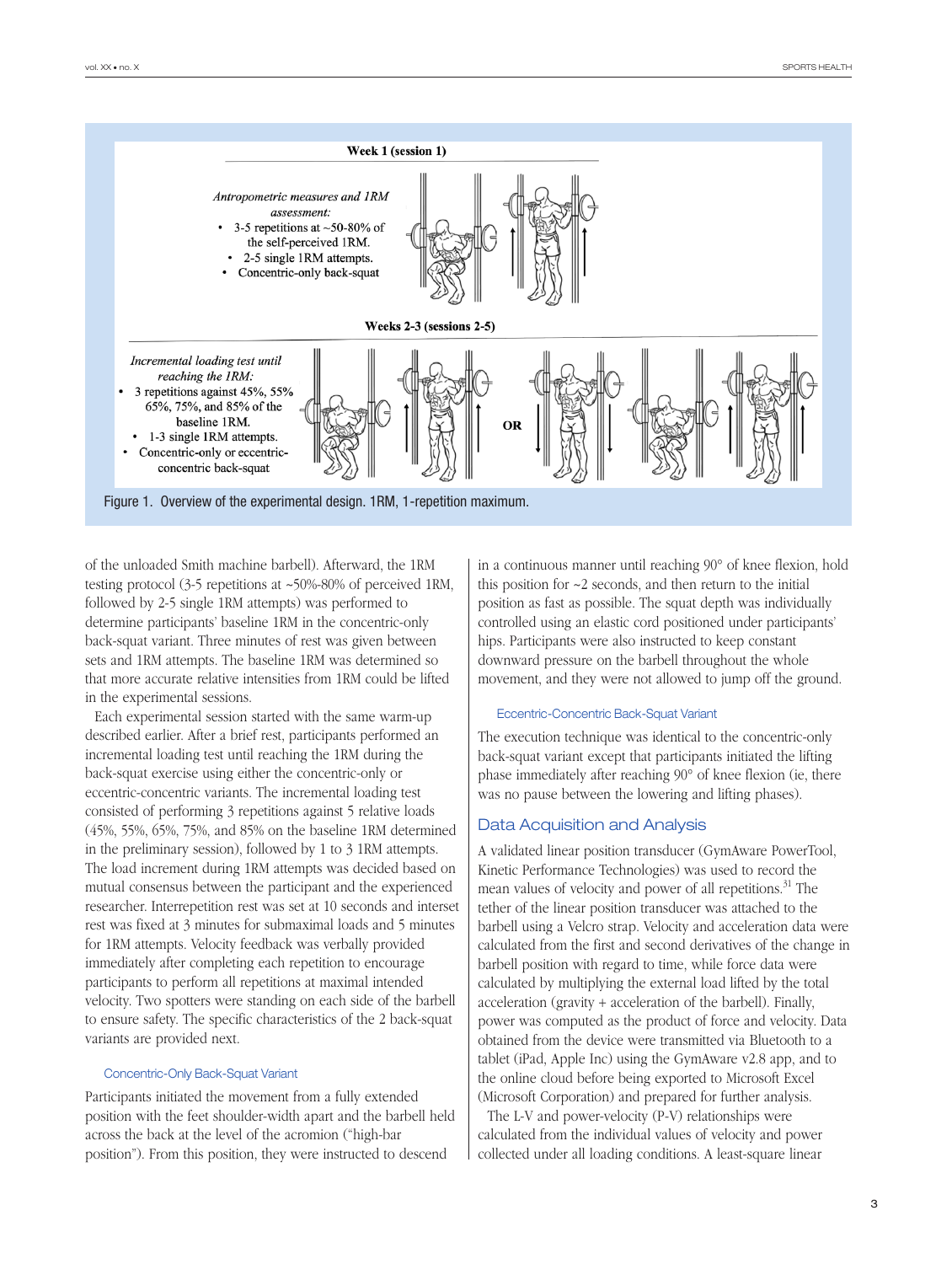Week 1 (session 1)

*Antropometric measures and 1RM assessment:*

- 3-5 repetitions at ~50-80% of the self-perceived 1RM.
- 2-5 single 1RM attempts.
- Concentric-only back-squat

Weeks 2-3 (sessions 2-5)

*Incremental loading test until reaching the 1RM:*

- 3 repetitions against 45%, 55% 65%, 75%, and 85% of the baseline 1RM.
- 1-3 single 1RM attempts.
- Concentric-only or eccentric-concentric back-squat

OR

Figure 1. Overview of the experimental design. 1RM, 1-repetition maximum.

of the unloaded Smith machine barbell). Afterward, the 1RM testing protocol (3-5 repetitions at ~50%-80% of perceived 1RM, followed by 2-5 single 1RM attempts) was performed to determine participants' baseline 1RM in the concentric-only back-squat variant. Three minutes of rest was given between sets and 1RM attempts. The baseline 1RM was determined so that more accurate relative intensities from 1RM could be lifted in the experimental sessions.

Each experimental session started with the same warm-up described earlier. After a brief rest, participants performed an incremental loading test until reaching the 1RM during the back-squat exercise using either the concentric-only or eccentric-concentric variants. The incremental loading test consisted of performing 3 repetitions against 5 relative loads (45%, 55%, 65%, 75%, and 85% on the baseline 1RM determined in the preliminary session), followed by 1 to 3 1RM attempts. The load increment during 1RM attempts was decided based on mutual consensus between the participant and the experienced researcher. Interrepetition rest was set at 10 seconds and interset rest was fixed at 3 minutes for submaximal loads and 5 minutes for 1RM attempts. Velocity feedback was verbally provided immediately after completing each repetition to encourage participants to perform all repetitions at maximal intended velocity. Two spotters were standing on each side of the barbell to ensure safety. The specific characteristics of the 2 back-squat variants are provided next.

### Concentric-Only Back-Squat Variant

Participants initiated the movement from a fully extended position with the feet shoulder-width apart and the barbell held across the back at the level of the acromion ("high-bar position"). From this position, they were instructed to descend in a continuous manner until reaching 90° of knee flexion, hold this position for ~2 seconds, and then return to the initial position as fast as possible. The squat depth was individually controlled using an elastic cord positioned under participants' hips. Participants were also instructed to keep constant downward pressure on the barbell throughout the whole movement, and they were not allowed to jump off the ground.

### Eccentric-Concentric Back-Squat Variant

The execution technique was identical to the concentric-only back-squat variant except that participants initiated the lifting phase immediately after reaching 90° of knee flexion (ie, there was no pause between the lowering and lifting phases).

## Data Acquisition and Analysis

A validated linear position transducer (GymAware PowerTool, Kinetic Performance Technologies) was used to record the mean values of velocity and power of all repetitions.[31] The tether of the linear position transducer was attached to the barbell using a Velcro strap. Velocity and acceleration data were calculated from the first and second derivatives of the change in barbell position with regard to time, while force data were calculated by multiplying the external load lifted by the total acceleration (gravity + acceleration of the barbell). Finally, power was computed as the product of force and velocity. Data obtained from the device were transmitted via Bluetooth to a tablet (iPad, Apple Inc) using the GymAware v2.8 app, and to the online cloud before being exported to Microsoft Excel (Microsoft Corporation) and prepared for further analysis.

The L-V and power-velocity (P-V) relationships were calculated from the individual values of velocity and power collected under all loading conditions. A least-square linear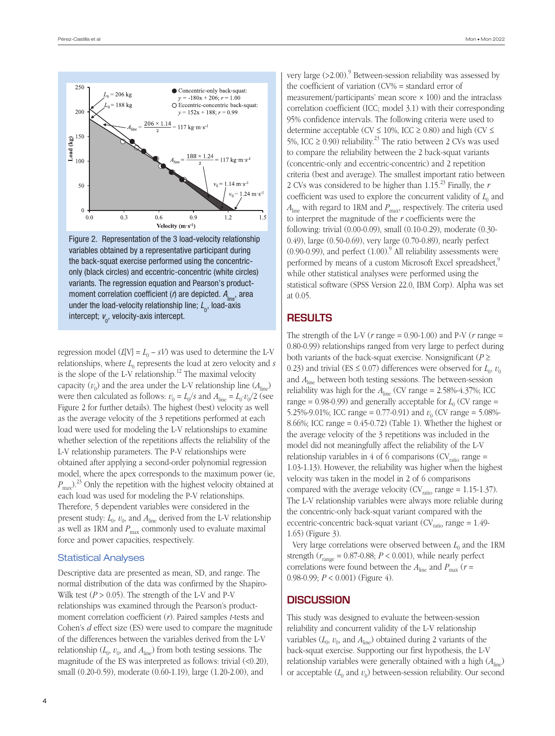Figure 2. Representation of the 3 load-velocity relationship variables obtained by a representative participant during the back-squat exercise performed using the concentric-only (black circles) and eccentric-concentric (white circles) variants. The regression equation and Pearson's product-moment correlation coefficient ($r$) are depicted. $A_{line}$, area under the load-velocity relationship line; $L_0$, load-axis intercept; $v_0$, velocity-axis intercept.

regression model ($L[V] = L_0 - sV$) was used to determine the L-V relationships, where $L_0$ represents the load at zero velocity and $s$ is the slope of the L-V relationship.[12] The maximal velocity capacity ($v_0$) and the area under the L-V relationship line ($A_{line}$) were then calculated as follows: $v_0 = L_0/s$ and $A_{line} = L_0 \cdot v_0/2$ (see Figure 2 for further details). The highest (best) velocity as well as the average velocity of the 3 repetitions performed at each load were used for modeling the L-V relationships to examine whether selection of the repetitions affects the reliability of the L-V relationship parameters. The P-V relationships were obtained after applying a second-order polynomial regression model, where the apex corresponds to the maximum power (ie, $P_{max}$).[23] Only the repetition with the highest velocity obtained at each load was used for modeling the P-V relationships. Therefore, 5 dependent variables were considered in the present study: $L_0$, $v_0$, and $A_{line}$ derived from the L-V relationship as well as 1RM and $P_{max}$ commonly used to evaluate maximal force and power capacities, respectively.

### Statistical Analyses

Descriptive data are presented as mean, SD, and range. The normal distribution of the data was confirmed by the Shapiro-Wilk test ($P > 0.05$). The strength of the L-V and P-V relationships was examined through the Pearson's product-moment correlation coefficient ($r$). Paired samples $t$-tests and Cohen's $d$ effect size (ES) were used to compare the magnitude of the differences between the variables derived from the L-V relationship ($L_0$, $v_0$, and $A_{line}$) from both testing sessions. The magnitude of the ES was interpreted as follows: trivial (<0.20), small (0.20-0.59), moderate (0.60-1.19), large (1.20-2.00), and very large (>2.00).[9] Between-session reliability was assessed by the coefficient of variation (CV% = standard error of measurement/participants' mean score × 100) and the intraclass correlation coefficient (ICC; model 3.1) with their corresponding 95% confidence intervals. The following criteria were used to determine acceptable (CV ≤ 10%, ICC ≥ 0.80) and high (CV ≤ 5%, ICC ≥ 0.90) reliability.[23] The ratio between 2 CVs was used to compare the reliability between the 2 back-squat variants (concentric-only and eccentric-concentric) and 2 repetition criteria (best and average). The smallest important ratio between 2 CVs was considered to be higher than 1.15.[23] Finally, the $r$ coefficient was used to explore the concurrent validity of $L_0$ and $A_{line}$ with regard to 1RM and $P_{max}$, respectively. The criteria used to interpret the magnitude of the $r$ coefficients were the following: trivial (0.00-0.09), small (0.10-0.29), moderate (0.30-0.49), large (0.50-0.69), very large (0.70-0.89), nearly perfect (0.90-0.99), and perfect (1.00).[9] All reliability assessments were performed by means of a custom Microsoft Excel spreadsheet,[9] while other statistical analyses were performed using the statistical software (SPSS Version 22.0, IBM Corp). Alpha was set at 0.05.

## RESULTS

The strength of the L-V ($r$ range = 0.90-1.00) and P-V ($r$ range = 0.80-0.99) relationships ranged from very large to perfect during both variants of the back-squat exercise. Nonsignificant ($P \geq 0.23$) and trivial (ES ≤ 0.07) differences were observed for $L_0$, $v_0$ and $A_{line}$ between both testing sessions. The between-session reliability was high for the $A_{line}$ (CV range = 2.58%-4.37%; ICC range = 0.98-0.99) and generally acceptable for $L_0$ (CV range = 5.25%-9.01%; ICC range = 0.77-0.91) and $v_0$ (CV range = 5.08%-8.66%; ICC range = 0.45-0.72) (Table 1). Whether the highest or the average velocity of the 3 repetitions was included in the model did not meaningfully affect the reliability of the L-V relationship variables in 4 of 6 comparisons ($CV_{ratio}$ range = 1.03-1.13). However, the reliability was higher when the highest velocity was taken in the model in 2 of 6 comparisons compared with the average velocity ($CV_{ratio}$ range = 1.15-1.37). The L-V relationship variables were always more reliable during the concentric-only back-squat variant compared with the eccentric-concentric back-squat variant ($CV_{ratio}$ range = 1.49-1.65) (Figure 3).

Very large correlations were observed between $L_0$ and the 1RM strength ($r_{range}$ = 0.87-0.88; $P < 0.001$), while nearly perfect correlations were found between the $A_{line}$ and $P_{max}$ ($r$ = 0.98-0.99; $P < 0.001$) (Figure 4).

## DISCUSSION

This study was designed to evaluate the between-session reliability and concurrent validity of the L-V relationship variables ($L_0$, $v_0$, and $A_{line}$) obtained during 2 variants of the back-squat exercise. Supporting our first hypothesis, the L-V relationship variables were generally obtained with a high ($A_{line}$) or acceptable ($L_0$ and $v_0$) between-session reliability. Our second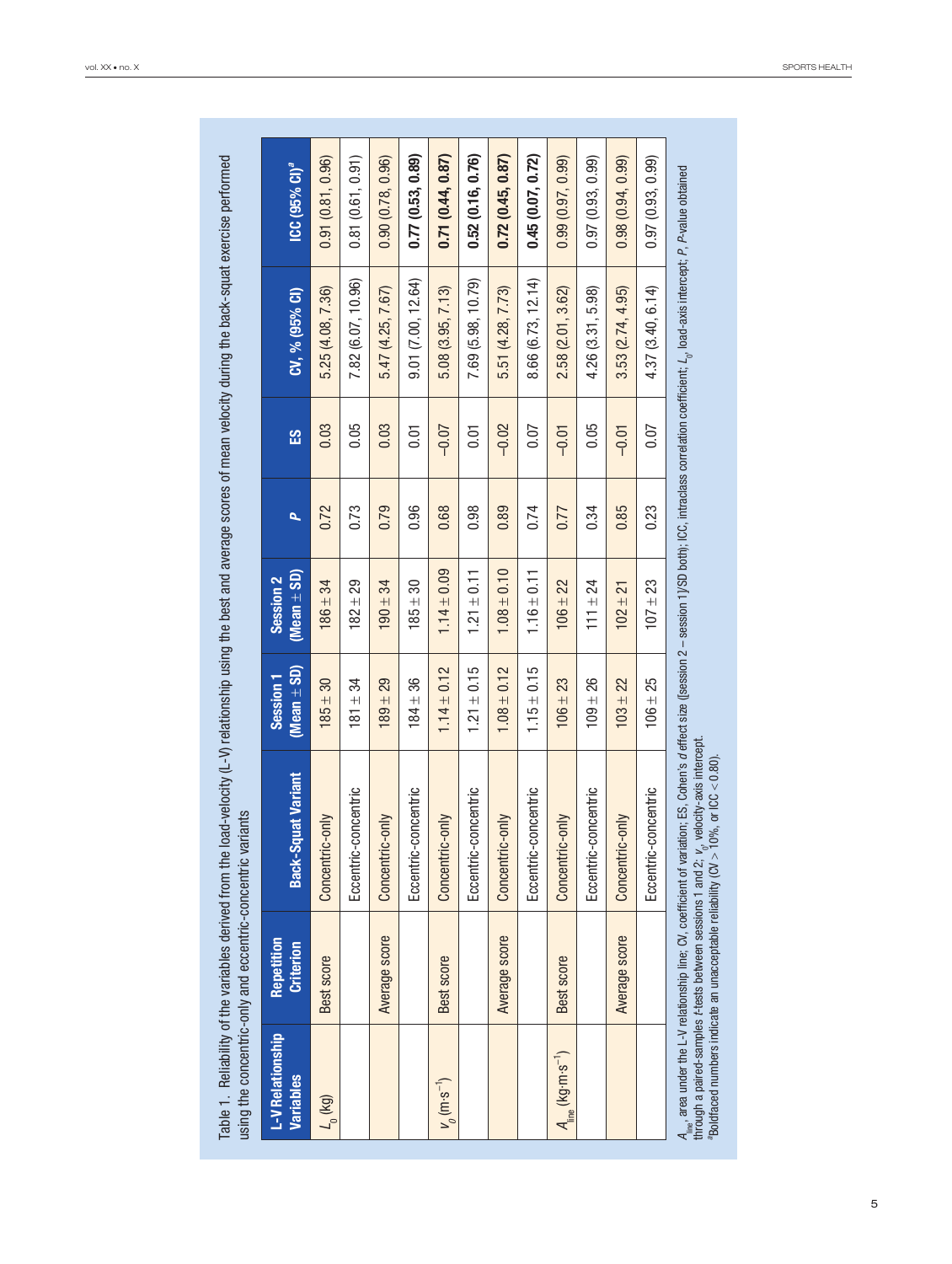Table 1. Reliability of the variables derived from the load-velocity (L-V) relationship using the best and average scores of mean velocity during the back-squat exercise performed using the concentric-only and eccentric-concentric variants

| L-V Relationship Variables | Repetition Criterion | Back-Squat Variant | Session 1 (Mean ± SD) | Session 2 (Mean ± SD) | *P* | ES | CV, % (95% CI) | ICC (95% CI)[a] |
|---|---|---|---|---|---|---|---|---|
| $L_0$ (kg) | Best score | Concentric-only | 185 ± 30 | 186 ± 34 | 0.72 | 0.03 | 5.25 (4.08, 7.36) | 0.91 (0.81, 0.96) |
| | | Eccentric-concentric | 181 ± 34 | 182 ± 29 | 0.73 | 0.05 | 7.82 (6.07, 10.96) | 0.81 (0.61, 0.91) |
| | Average score | Concentric-only | 189 ± 29 | 190 ± 34 | 0.79 | 0.03 | 5.47 (4.25, 7.67) | 0.90 (0.78, 0.96) |
| | | Eccentric-concentric | 184 ± 36 | 185 ± 30 | 0.96 | 0.01 | 9.01 (7.00, 12.64) | **0.77 (0.53, 0.89)** |
| $v_0$ (m·s$^{-1}$) | Best score | Concentric-only | 1.14 ± 0.12 | 1.14 ± 0.09 | 0.68 | −0.07 | 5.08 (3.95, 7.13) | **0.71 (0.44, 0.87)** |
| | | Eccentric-concentric | 1.21 ± 0.15 | 1.21 ± 0.11 | 0.98 | 0.01 | 7.69 (5.98, 10.79) | **0.52 (0.16, 0.76)** |
| | Average score | Concentric-only | 1.08 ± 0.12 | 1.08 ± 0.10 | 0.89 | −0.02 | 5.51 (4.28, 7.73) | **0.72 (0.45, 0.87)** |
| | | Eccentric-concentric | 1.15 ± 0.15 | 1.16 ± 0.11 | 0.74 | 0.07 | 8.66 (6.73, 12.14) | **0.45 (0.07, 0.72)** |
| $A_{line}$ (kg·m·s$^{-1}$) | Best score | Concentric-only | 106 ± 23 | 106 ± 22 | 0.77 | −0.01 | 2.58 (2.01, 3.62) | 0.99 (0.97, 0.99) |
| | | Eccentric-concentric | 109 ± 26 | 111 ± 24 | 0.34 | 0.05 | 4.26 (3.31, 5.98) | 0.97 (0.93, 0.99) |
| | Average score | Concentric-only | 103 ± 22 | 102 ± 21 | 0.85 | −0.01 | 3.53 (2.74, 4.95) | 0.98 (0.94, 0.99) |
| | | Eccentric-concentric | 106 ± 25 | 107 ± 23 | 0.23 | 0.07 | 4.37 (3.40, 6.14) | 0.97 (0.93, 0.99) |

$A_{line}$, area under the L-V relationship line; CV, coefficient of variation; ES, Cohen's *d* effect size ([session 2 − session 1]/SD both); ICC, intraclass correlation coefficient; $L_0$, load-axis intercept; *P*, *P*-value obtained through a paired-samples *t*-tests between sessions 1 and 2; $v_0$, velocity-axis intercept.

[a]Boldfaced numbers indicate an unacceptable reliability (CV > 10%, or ICC < 0.80).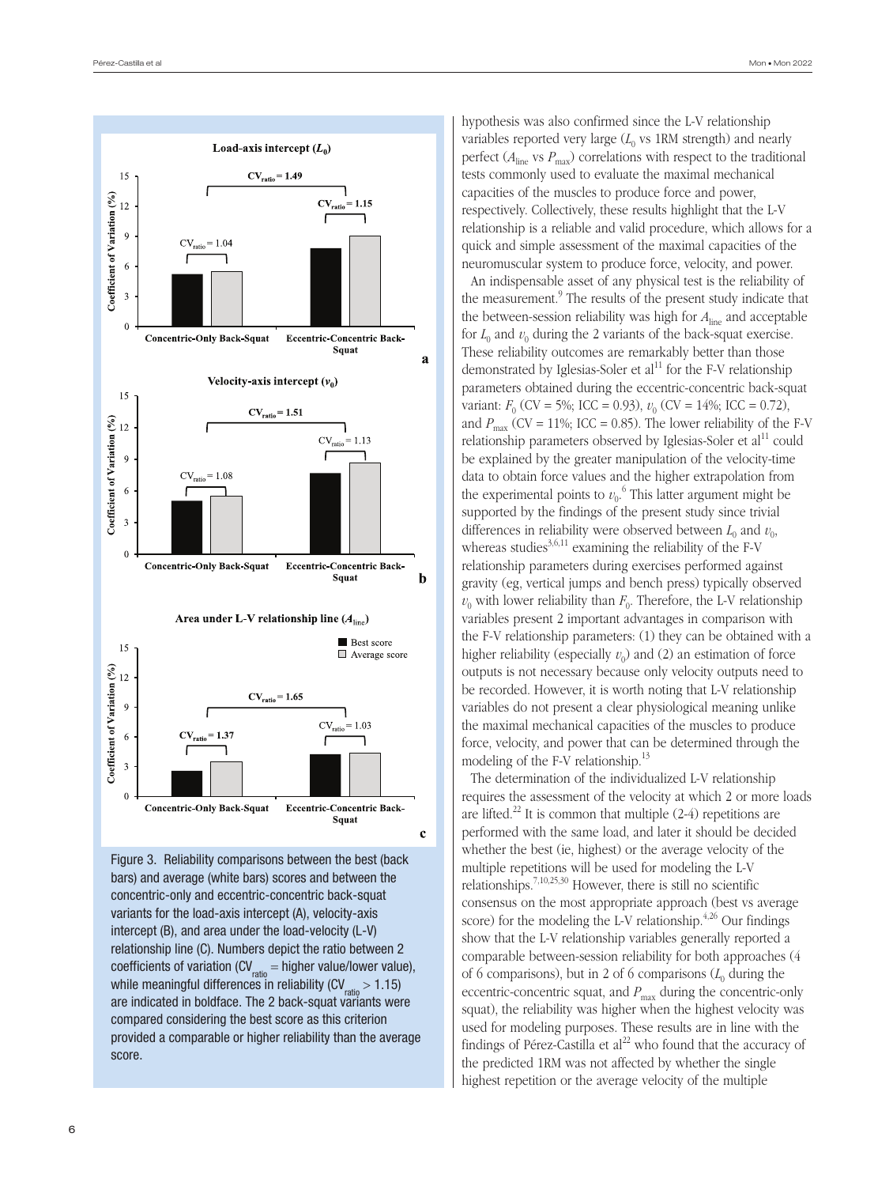Figure 3. Reliability comparisons between the best (back bars) and average (white bars) scores and between the concentric-only and eccentric-concentric back-squat variants for the load-axis intercept (A), velocity-axis intercept (B), and area under the load-velocity (L-V) relationship line (C). Numbers depict the ratio between 2 coefficients of variation ($CV_{ratio}$ = higher value/lower value), while meaningful differences in reliability ($CV_{ratio} > 1.15$) are indicated in boldface. The 2 back-squat variants were compared considering the best score as this criterion provided a comparable or higher reliability than the average score.

hypothesis was also confirmed since the L-V relationship variables reported very large ($L_0$ vs 1RM strength) and nearly perfect ($A_{line}$ vs $P_{max}$) correlations with respect to the traditional tests commonly used to evaluate the maximal mechanical capacities of the muscles to produce force and power, respectively. Collectively, these results highlight that the L-V relationship is a reliable and valid procedure, which allows for a quick and simple assessment of the maximal capacities of the neuromuscular system to produce force, velocity, and power.

An indispensable asset of any physical test is the reliability of the measurement.[9] The results of the present study indicate that the between-session reliability was high for $A_{line}$ and acceptable for $L_0$ and $v_0$ during the 2 variants of the back-squat exercise. These reliability outcomes are remarkably better than those demonstrated by Iglesias-Soler et al[11] for the F-V relationship parameters obtained during the eccentric-concentric back-squat variant: $F_0$ (CV = 5%; ICC = 0.93), $v_0$ (CV = 14%; ICC = 0.72), and $P_{max}$ (CV = 11%; ICC = 0.85). The lower reliability of the F-V relationship parameters observed by Iglesias-Soler et al[11] could be explained by the greater manipulation of the velocity-time data to obtain force values and the higher extrapolation from the experimental points to $v_0$.[6] This latter argument might be supported by the findings of the present study since trivial differences in reliability were observed between $L_0$ and $v_0$, whereas studies[3,6,11] examining the reliability of the F-V relationship parameters during exercises performed against gravity (eg, vertical jumps and bench press) typically observed $v_0$ with lower reliability than $F_0$. Therefore, the L-V relationship variables present 2 important advantages in comparison with the F-V relationship parameters: (1) they can be obtained with a higher reliability (especially $v_0$) and (2) an estimation of force outputs is not necessary because only velocity outputs need to be recorded. However, it is worth noting that L-V relationship variables do not present a clear physiological meaning unlike the maximal mechanical capacities of the muscles to produce force, velocity, and power that can be determined through the modeling of the F-V relationship.[13]

The determination of the individualized L-V relationship requires the assessment of the velocity at which 2 or more loads are lifted.[22] It is common that multiple (2-4) repetitions are performed with the same load, and later it should be decided whether the best (ie, highest) or the average velocity of the multiple repetitions will be used for modeling the L-V relationships.[7,10,25,30] However, there is still no scientific consensus on the most appropriate approach (best vs average score) for the modeling the L-V relationship.[4,26] Our findings show that the L-V relationship variables generally reported a comparable between-session reliability for both approaches (4 of 6 comparisons), but in 2 of 6 comparisons ($L_0$ during the eccentric-concentric squat, and $P_{max}$ during the concentric-only squat), the reliability was higher when the highest velocity was used for modeling purposes. These results are in line with the findings of Pérez-Castilla et al[22] who found that the accuracy of the predicted 1RM was not affected by whether the single highest repetition or the average velocity of the multiple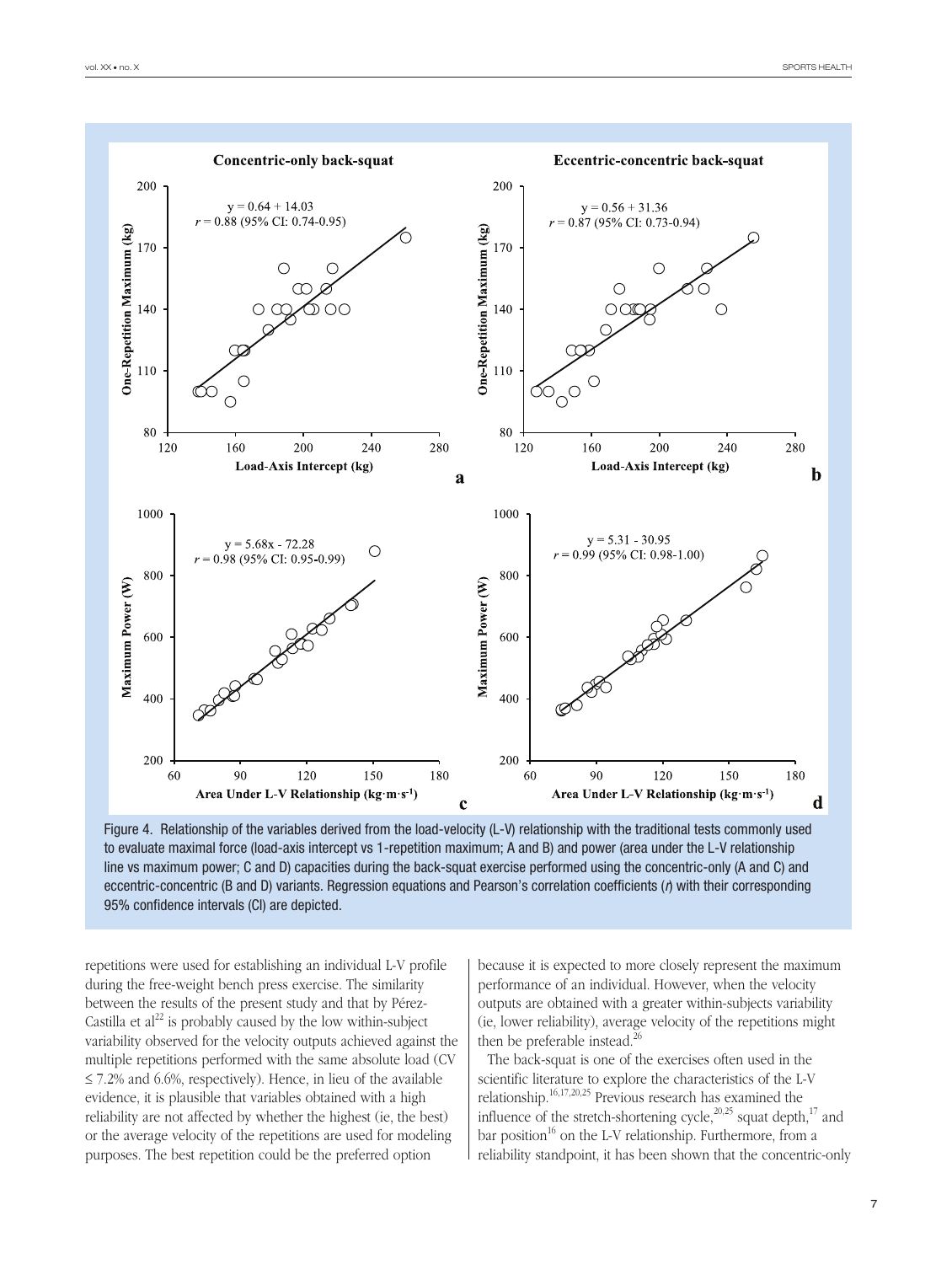Figure 4. Relationship of the variables derived from the load-velocity (L-V) relationship with the traditional tests commonly used to evaluate maximal force (load-axis intercept vs 1-repetition maximum; A and B) and power (area under the L-V relationship line vs maximum power; C and D) capacities during the back-squat exercise performed using the concentric-only (A and C) and eccentric-concentric (B and D) variants. Regression equations and Pearson's correlation coefficients (*r*) with their corresponding 95% confidence intervals (CI) are depicted.

repetitions were used for establishing an individual L-V profile during the free-weight bench press exercise. The similarity between the results of the present study and that by Pérez-Castilla et al[22] is probably caused by the low within-subject variability observed for the velocity outputs achieved against the multiple repetitions performed with the same absolute load (CV ≤ 7.2% and 6.6%, respectively). Hence, in lieu of the available evidence, it is plausible that variables obtained with a high reliability are not affected by whether the highest (ie, the best) or the average velocity of the repetitions are used for modeling purposes. The best repetition could be the preferred option because it is expected to more closely represent the maximum performance of an individual. However, when the velocity outputs are obtained with a greater within-subjects variability (ie, lower reliability), average velocity of the repetitions might then be preferable instead.[26]

The back-squat is one of the exercises often used in the scientific literature to explore the characteristics of the L-V relationship.[16,17,20,25] Previous research has examined the influence of the stretch-shortening cycle,[20,25] squat depth,[17] and bar position[16] on the L-V relationship. Furthermore, from a reliability standpoint, it has been shown that the concentric-only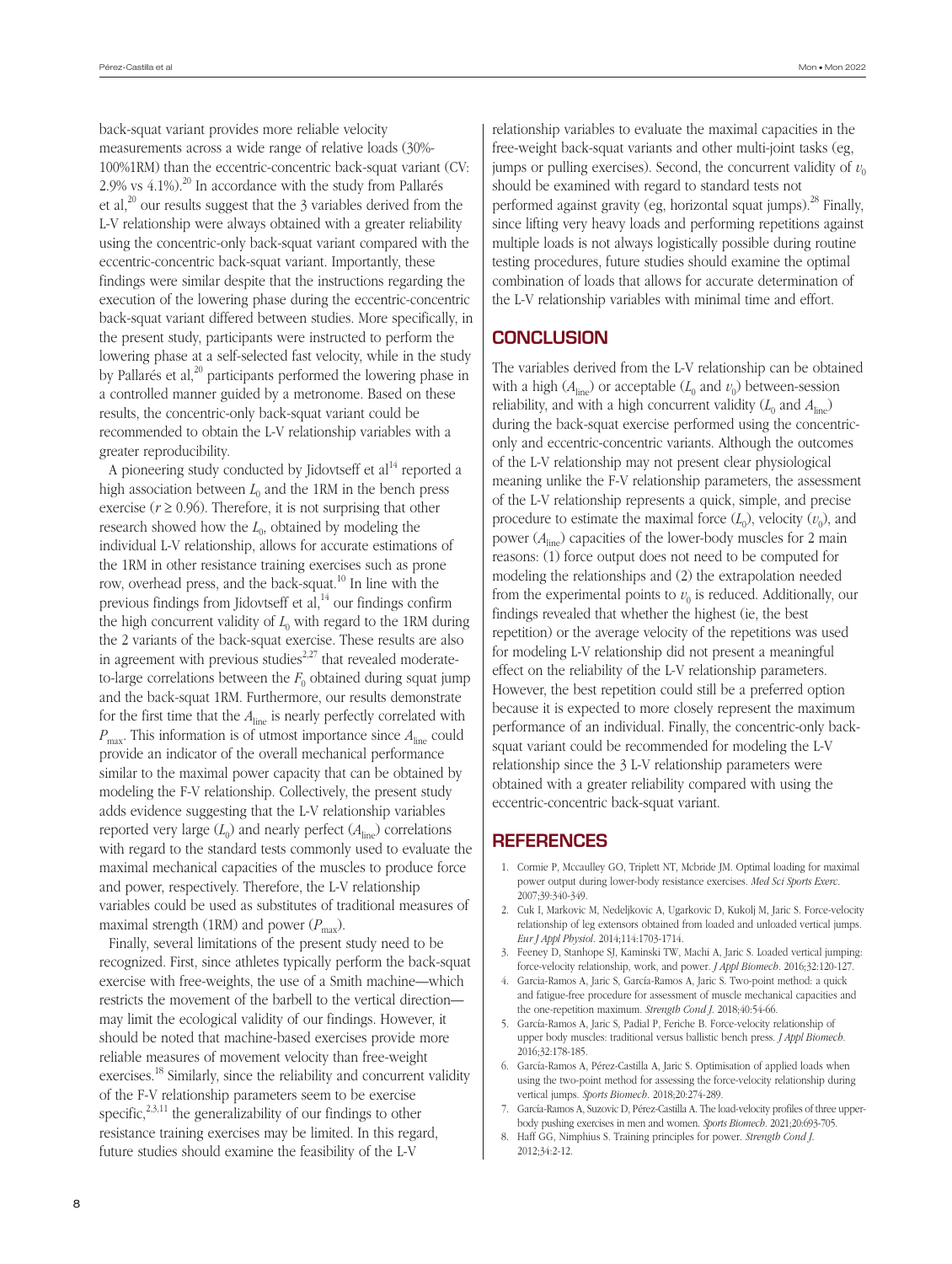back-squat variant provides more reliable velocity measurements across a wide range of relative loads (30%-100%1RM) than the eccentric-concentric back-squat variant (CV: 2.9% vs 4.1%).[20] In accordance with the study from Pallarés et al,[20] our results suggest that the 3 variables derived from the L-V relationship were always obtained with a greater reliability using the concentric-only back-squat variant compared with the eccentric-concentric back-squat variant. Importantly, these findings were similar despite that the instructions regarding the execution of the lowering phase during the eccentric-concentric back-squat variant differed between studies. More specifically, in the present study, participants were instructed to perform the lowering phase at a self-selected fast velocity, while in the study by Pallarés et al,[20] participants performed the lowering phase in a controlled manner guided by a metronome. Based on these results, the concentric-only back-squat variant could be recommended to obtain the L-V relationship variables with a greater reproducibility.

A pioneering study conducted by Jidovtseff et al[14] reported a high association between $L_0$ and the 1RM in the bench press exercise ($r \geq 0.96$). Therefore, it is not surprising that other research showed how the $L_0$, obtained by modeling the individual L-V relationship, allows for accurate estimations of the 1RM in other resistance training exercises such as prone row, overhead press, and the back-squat.[10] In line with the previous findings from Jidovtseff et al,[14] our findings confirm the high concurrent validity of $L_0$ with regard to the 1RM during the 2 variants of the back-squat exercise. These results are also in agreement with previous studies[2,27] that revealed moderate-to-large correlations between the $F_0$ obtained during squat jump and the back-squat 1RM. Furthermore, our results demonstrate for the first time that the $A_{line}$ is nearly perfectly correlated with $P_{max}$. This information is of utmost importance since $A_{line}$ could provide an indicator of the overall mechanical performance similar to the maximal power capacity that can be obtained by modeling the F-V relationship. Collectively, the present study adds evidence suggesting that the L-V relationship variables reported very large ($L_0$) and nearly perfect ($A_{line}$) correlations with regard to the standard tests commonly used to evaluate the maximal mechanical capacities of the muscles to produce force and power, respectively. Therefore, the L-V relationship variables could be used as substitutes of traditional measures of maximal strength (1RM) and power ($P_{max}$).

Finally, several limitations of the present study need to be recognized. First, since athletes typically perform the back-squat exercise with free-weights, the use of a Smith machine—which restricts the movement of the barbell to the vertical direction—may limit the ecological validity of our findings. However, it should be noted that machine-based exercises provide more reliable measures of movement velocity than free-weight exercises.[18] Similarly, since the reliability and concurrent validity of the F-V relationship parameters seem to be exercise specific,[2,3,11] the generalizability of our findings to other resistance training exercises may be limited. In this regard, future studies should examine the feasibility of the L-V relationship variables to evaluate the maximal capacities in the free-weight back-squat variants and other multi-joint tasks (eg, jumps or pulling exercises). Second, the concurrent validity of $v_0$ should be examined with regard to standard tests not performed against gravity (eg, horizontal squat jumps).[28] Finally, since lifting very heavy loads and performing repetitions against multiple loads is not always logistically possible during routine testing procedures, future studies should examine the optimal combination of loads that allows for accurate determination of the L-V relationship variables with minimal time and effort.

## CONCLUSION

The variables derived from the L-V relationship can be obtained with a high ($A_{line}$) or acceptable ($L_0$ and $v_0$) between-session reliability, and with a high concurrent validity ($L_0$ and $A_{line}$) during the back-squat exercise performed using the concentric-only and eccentric-concentric variants. Although the outcomes of the L-V relationship may not present clear physiological meaning unlike the F-V relationship parameters, the assessment of the L-V relationship represents a quick, simple, and precise procedure to estimate the maximal force ($L_0$), velocity ($v_0$), and power ($A_{line}$) capacities of the lower-body muscles for 2 main reasons: (1) force output does not need to be computed for modeling the relationships and (2) the extrapolation needed from the experimental points to $v_0$ is reduced. Additionally, our findings revealed that whether the highest (ie, the best repetition) or the average velocity of the repetitions was used for modeling L-V relationship did not present a meaningful effect on the reliability of the L-V relationship parameters. However, the best repetition could still be a preferred option because it is expected to more closely represent the maximum performance of an individual. Finally, the concentric-only back-squat variant could be recommended for modeling the L-V relationship since the 3 L-V relationship parameters were obtained with a greater reliability compared with using the eccentric-concentric back-squat variant.

## REFERENCES

1. Cormie P, Mccaulley GO, Triplett NT, Mcbride JM. Optimal loading for maximal power output during lower-body resistance exercises. *Med Sci Sports Exerc*. 2007;39:340-349.
2. Cuk I, Markovic M, Nedeljkovic A, Ugarkovic D, Kukolj M, Jaric S. Force-velocity relationship of leg extensors obtained from loaded and unloaded vertical jumps. *Eur J Appl Physiol*. 2014;114:1703-1714.
3. Feeney D, Stanhope SJ, Kaminski TW, Machi A, Jaric S. Loaded vertical jumping: force-velocity relationship, work, and power. *J Appl Biomech*. 2016;32:120-127.
4. Garcia-Ramos A, Jaric S, García-Ramos A, Jaric S. Two-point method: a quick and fatigue-free procedure for assessment of muscle mechanical capacities and the one-repetition maximum. *Strength Cond J*. 2018;40:54-66.
5. García-Ramos A, Jaric S, Padial P, Feriche B. Force-velocity relationship of upper body muscles: traditional versus ballistic bench press. *J Appl Biomech*. 2016;32:178-185.
6. García-Ramos A, Pérez-Castilla A, Jaric S. Optimisation of applied loads when using the two-point method for assessing the force-velocity relationship during vertical jumps. *Sports Biomech*. 2018;20:274-289.
7. García-Ramos A, Suzovic D, Pérez-Castilla A. The load-velocity profiles of three upper-body pushing exercises in men and women. *Sports Biomech*. 2021;20:693-705.
8. Haff GG, Nimphius S. Training principles for power. *Strength Cond J*. 2012;34:2-12.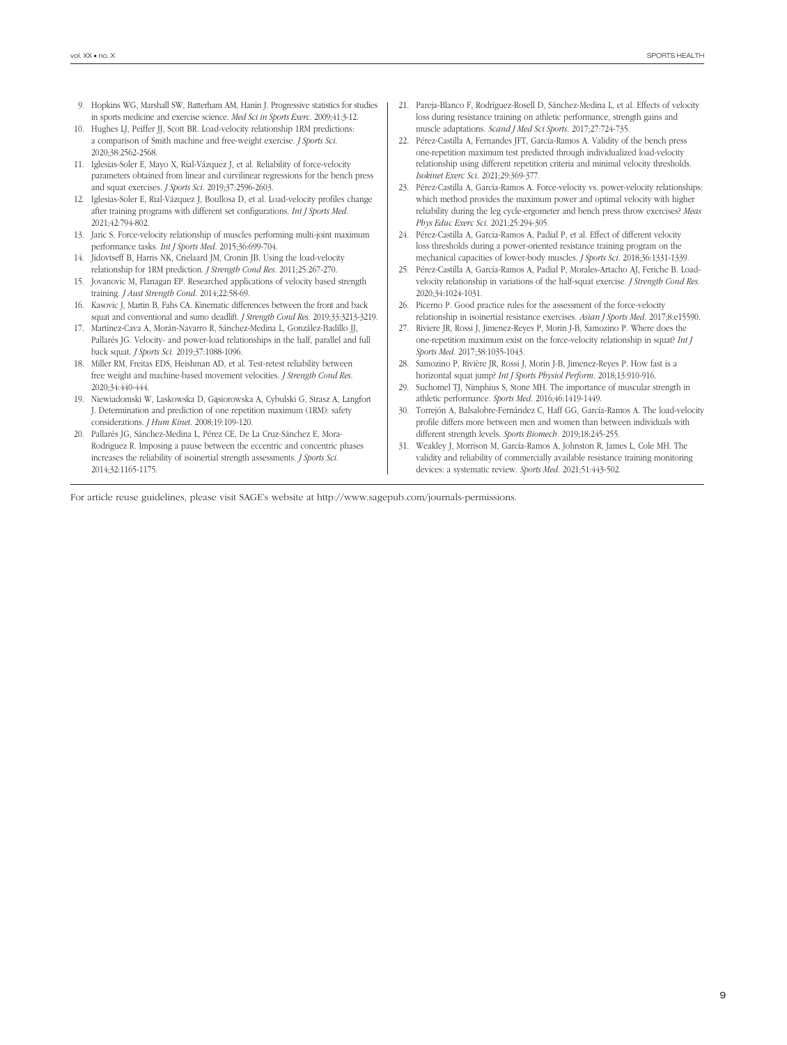9. Hopkins WG, Marshall SW, Batterham AM, Hanin J. Progressive statistics for studies in sports medicine and exercise science. *Med Sci in Sports Exerc*. 2009;41:3-12.
10. Hughes LJ, Peiffer JJ, Scott BR. Load-velocity relationship 1RM predictions: a comparison of Smith machine and free-weight exercise. *J Sports Sci*. 2020;38:2562-2568.
11. Iglesias-Soler E, Mayo X, Rial-Vázquez J, et al. Reliability of force-velocity parameters obtained from linear and curvilinear regressions for the bench press and squat exercises. *J Sports Sci*. 2019;37:2596-2603.
12. Iglesias-Soler E, Rial-Vázquez J, Boullosa D, et al. Load-velocity profiles change after training programs with different set configurations. *Int J Sports Med*. 2021;42:794-802.
13. Jaric S. Force-velocity relationship of muscles performing multi-joint maximum performance tasks. *Int J Sports Med*. 2015;36:699-704.
14. Jidovtseff B, Harris NK, Crielaard JM, Cronin JB. Using the load-velocity relationship for 1RM prediction. *J Strength Cond Res*. 2011;25:267-270.
15. Jovanovic M, Flanagan EP. Researched applications of velocity based strength training. *J Aust Strength Cond*. 2014;22:58-69.
16. Kasovic J, Martin B, Fahs CA. Kinematic differences between the front and back squat and conventional and sumo deadlift. *J Strength Cond Res*. 2019;33:3213-3219.
17. Martínez-Cava A, Morán-Navarro R, Sánchez-Medina L, González-Badillo JJ, Pallarés JG. Velocity- and power-load relationships in the half, parallel and full back squat. *J Sports Sci*. 2019;37:1088-1096.
18. Miller RM, Freitas EDS, Heishman AD, et al. Test-retest reliability between free weight and machine-based movement velocities. *J Strength Cond Res*. 2020;34:440-444.
19. Niewiadomski W, Laskowska D, Gąsiorowska A, Cybulski G, Strasz A, Langfort J. Determination and prediction of one repetition maximum (1RM): safety considerations. *J Hum Kinet*. 2008;19:109-120.
20. Pallarés JG, Sánchez-Medina L, Pérez CE, De La Cruz-Sánchez E, Mora-Rodriguez R. Imposing a pause between the eccentric and concentric phases increases the reliability of isoinertial strength assessments. *J Sports Sci*. 2014;32:1165-1175.
21. Pareja-Blanco F, Rodríguez-Rosell D, Sánchez-Medina L, et al. Effects of velocity loss during resistance training on athletic performance, strength gains and muscle adaptations. *Scand J Med Sci Sports*. 2017;27:724-735.
22. Pérez-Castilla A, Fernandes JFT, García-Ramos A. Validity of the bench press one-repetition maximum test predicted through individualized load-velocity relationship using different repetition criteria and minimal velocity thresholds. *Isokinet Exerc Sci*. 2021;29:369-377.
23. Pérez-Castilla A, García-Ramos A. Force-velocity vs. power-velocity relationships: which method provides the maximum power and optimal velocity with higher reliability during the leg cycle-ergometer and bench press throw exercises? *Meas Phys Educ Exerc Sci*. 2021;25:294-305.
24. Pérez-Castilla A, Garcia-Ramos A, Padial P, et al. Effect of different velocity loss thresholds during a power-oriented resistance training program on the mechanical capacities of lower-body muscles. *J Sports Sci*. 2018;36:1331-1339.
25. Pérez-Castilla A, García-Ramos A, Padial P, Morales-Artacho AJ, Feriche B. Load-velocity relationship in variations of the half-squat exercise. *J Strength Cond Res*. 2020;34:1024-1031.
26. Picerno P. Good practice rules for the assessment of the force-velocity relationship in isoinertial resistance exercises. *Asian J Sports Med*. 2017;8:e15590.
27. Riviere JR, Rossi J, Jimenez-Reyes P, Morin J-B, Samozino P. Where does the one-repetition maximum exist on the force-velocity relationship in squat? *Int J Sports Med*. 2017;38:1035-1043.
28. Samozino P, Rivière JR, Rossi J, Morin J-B, Jimenez-Reyes P. How fast is a horizontal squat jump? *Int J Sports Physiol Perform*. 2018;13:910-916.
29. Suchomel TJ, Nimphius S, Stone MH. The importance of muscular strength in athletic performance. *Sports Med*. 2016;46:1419-1449.
30. Torrejón A, Balsalobre-Fernández C, Haff GG, García-Ramos A. The load-velocity profile differs more between men and women than between individuals with different strength levels. *Sports Biomech*. 2019;18:245-255.
31. Weakley J, Morrison M, García-Ramos A, Johnston R, James L, Cole MH. The validity and reliability of commercially available resistance training monitoring devices: a systematic review. *Sports Med*. 2021;51:443-502.

For article reuse guidelines, please visit SAGE's website at http://www.sagepub.com/journals-permissions.